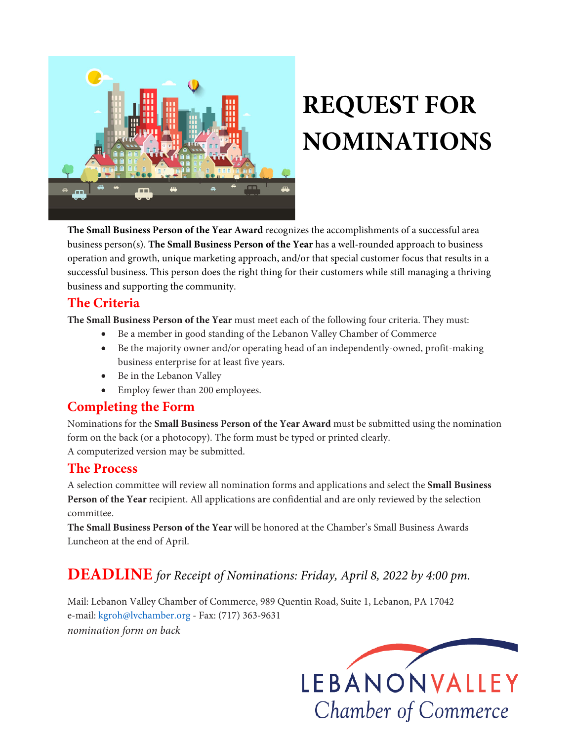# REQUEST FOR NOMINATIONS

**The Small Business Person of the Year Award** recognizes the accomplishments of a successful area business person(s). **The Small Business Person of the Year** has a well-rounded approach to business operation and growth, unique marketing approach, and/or that special customer focus that results in a successful business. This person does the right thing for their customers while still managing a thriving business and supporting the community.

## The Criteria

**The Small Business Person of the Year** must meet each of the following four criteria. They must:

- Be a member in good standing of the Lebanon Valley Chamber of Commerce
- Be the majority owner and/or operating head of an independently-owned, profit-making business enterprise for at least five years.
- Be in the Lebanon Valley
- Employ fewer than 200 employees.

## Completing the Form

Nominations for the **Small Business Person of the Year Award** must be submitted using the nomination form on the back (or a photocopy). The form must be typed or printed clearly.
A computerized version may be submitted.

## The Process

A selection committee will review all nomination forms and applications and select the **Small Business Person of the Year** recipient. All applications are confidential and are only reviewed by the selection committee.

**The Small Business Person of the Year** will be honored at the Chamber's Small Business Awards Luncheon at the end of April.

## DEADLINE *for Receipt of Nominations: Friday, April 8, 2022 by 4:00 pm.*

Mail: Lebanon Valley Chamber of Commerce, 989 Quentin Road, Suite 1, Lebanon, PA 17042
e-mail: kgroh@lvchamber.org - Fax: (717) 363-9631
*nomination form on back*

LEBANON VALLEY
Chamber of Commerce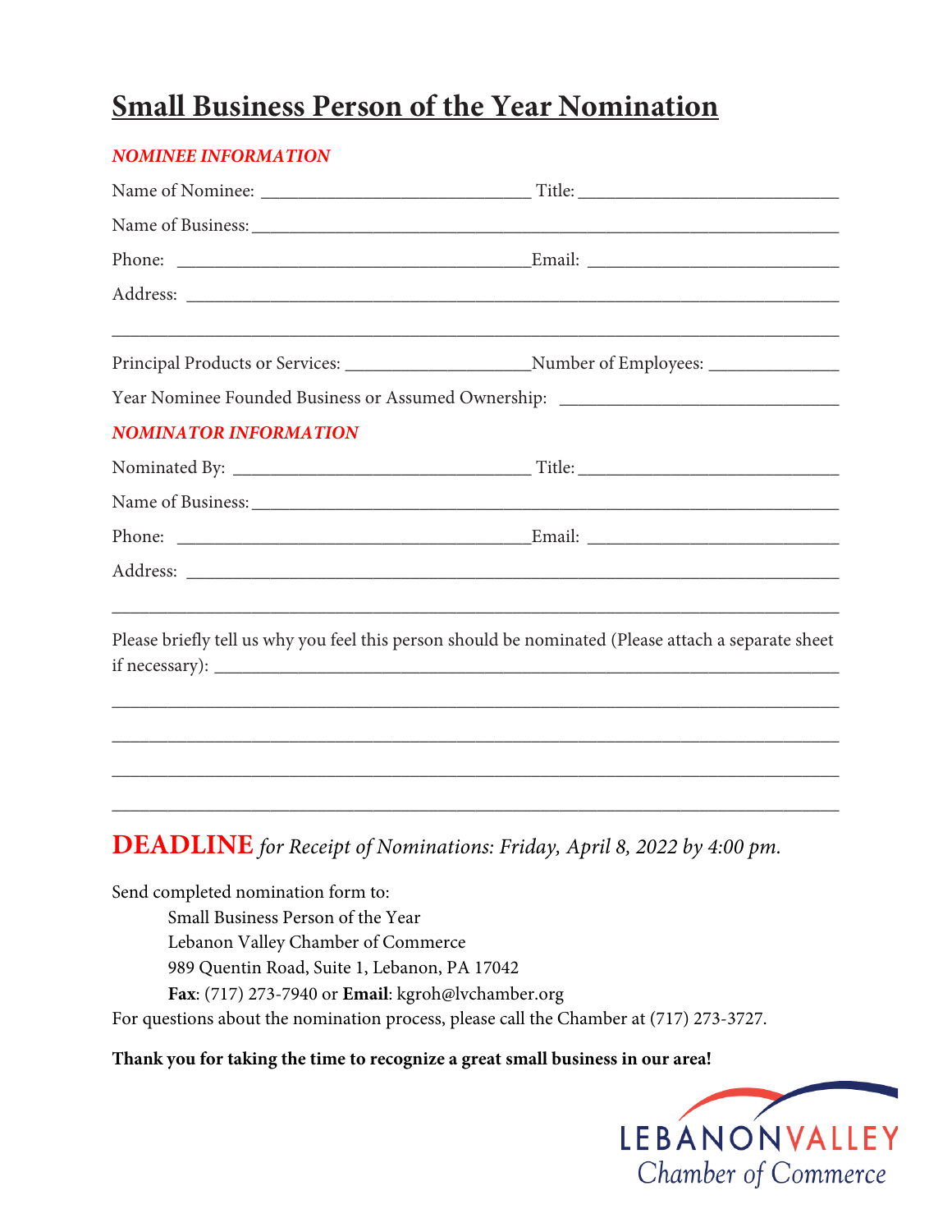# Small Business Person of the Year Nomination

***NOMINEE INFORMATION***

Name of Nominee: ____________________________ Title: ____________________________

Name of Business: ____________________________________________________________

Phone: ______________________________________ Email: ____________________________

Address: ______________________________________________________________________

_____________________________________________________________________________

Principal Products or Services: ____________________ Number of Employees: ______________

Year Nominee Founded Business or Assumed Ownership: ______________________________

***NOMINATOR INFORMATION***

Nominated By: ________________________________ Title: ____________________________

Name of Business: ____________________________________________________________

Phone: ______________________________________ Email: ____________________________

Address: ______________________________________________________________________

_____________________________________________________________________________

Please briefly tell us why you feel this person should be nominated (Please attach a separate sheet if necessary): ______________________________________________________________

_____________________________________________________________________________

_____________________________________________________________________________

_____________________________________________________________________________

_____________________________________________________________________________

**DEADLINE** *for Receipt of Nominations: Friday, April 8, 2022 by 4:00 pm.*

Send completed nomination form to:

Small Business Person of the Year
Lebanon Valley Chamber of Commerce
989 Quentin Road, Suite 1, Lebanon, PA 17042
**Fax**: (717) 273-7940 or **Email**: kgroh@lvchamber.org

For questions about the nomination process, please call the Chamber at (717) 273-3727.

**Thank you for taking the time to recognize a great small business in our area!**

LEBANON VALLEY
Chamber of Commerce